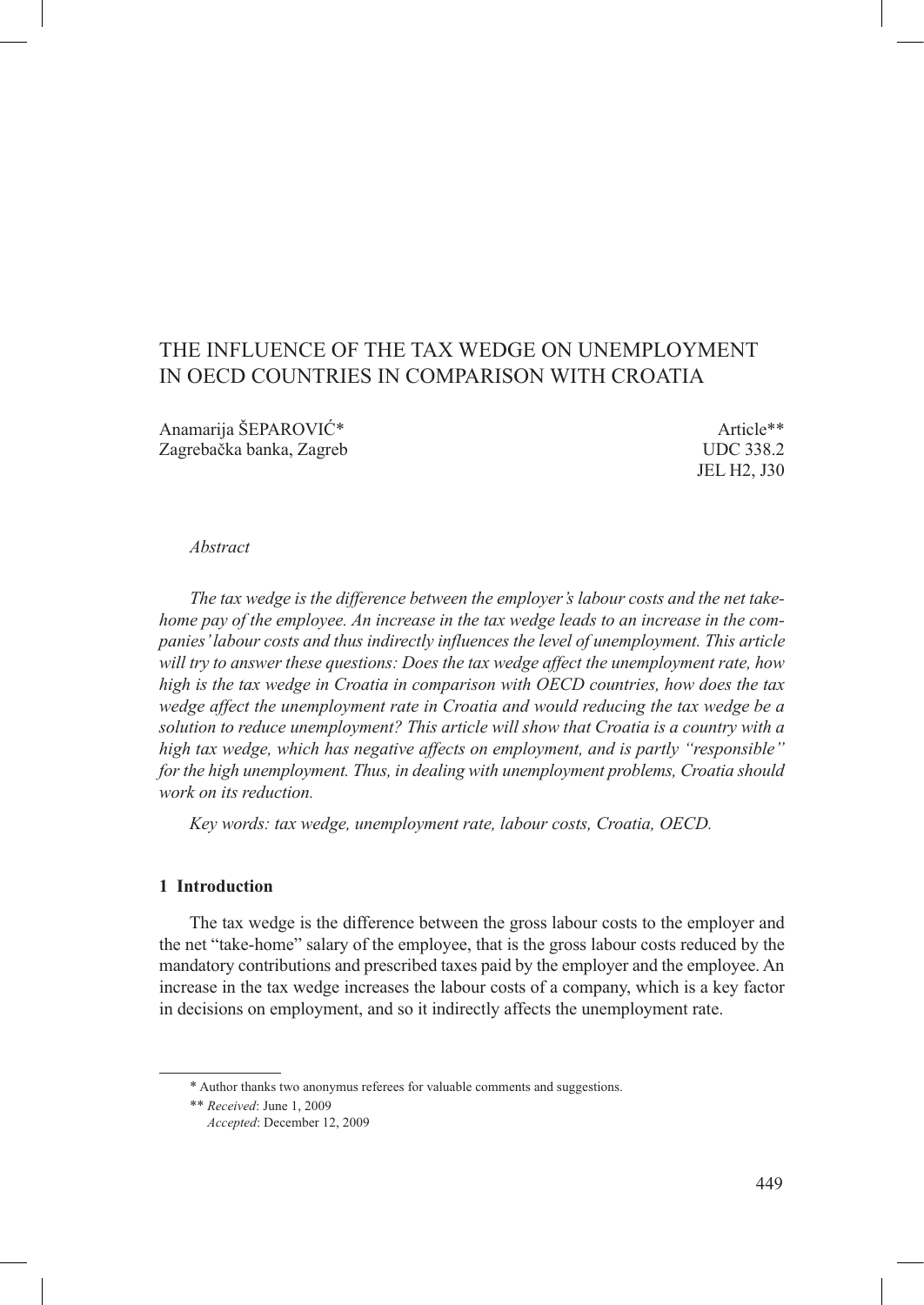# THE INFLUENCE OF THE TAX WEDGE ON UNEMPLOYMENT IN OECD COUNTRIES IN COMPARISON WITH CROATIA

Anamarija ŠEPAROVIĆ*
Zagrebačka banka, Zagreb

Article**
UDC 338.2
JEL H2, J30

*Abstract*

*The tax wedge is the difference between the employer's labour costs and the net take-home pay of the employee. An increase in the tax wedge leads to an increase in the companies' labour costs and thus indirectly influences the level of unemployment. This article will try to answer these questions: Does the tax wedge affect the unemployment rate, how high is the tax wedge in Croatia in comparison with OECD countries, how does the tax wedge affect the unemployment rate in Croatia and would reducing the tax wedge be a solution to reduce unemployment? This article will show that Croatia is a country with a high tax wedge, which has negative affects on employment, and is partly "responsible" for the high unemployment. Thus, in dealing with unemployment problems, Croatia should work on its reduction.*

*Key words: tax wedge, unemployment rate, labour costs, Croatia, OECD.*

## 1 Introduction

The tax wedge is the difference between the gross labour costs to the employer and the net "take-home" salary of the employee, that is the gross labour costs reduced by the mandatory contributions and prescribed taxes paid by the employer and the employee. An increase in the tax wedge increases the labour costs of a company, which is a key factor in decisions on employment, and so it indirectly affects the unemployment rate.

---

* Author thanks two anonymus referees for valuable comments and suggestions.

** *Received*: June 1, 2009
*Accepted*: December 12, 2009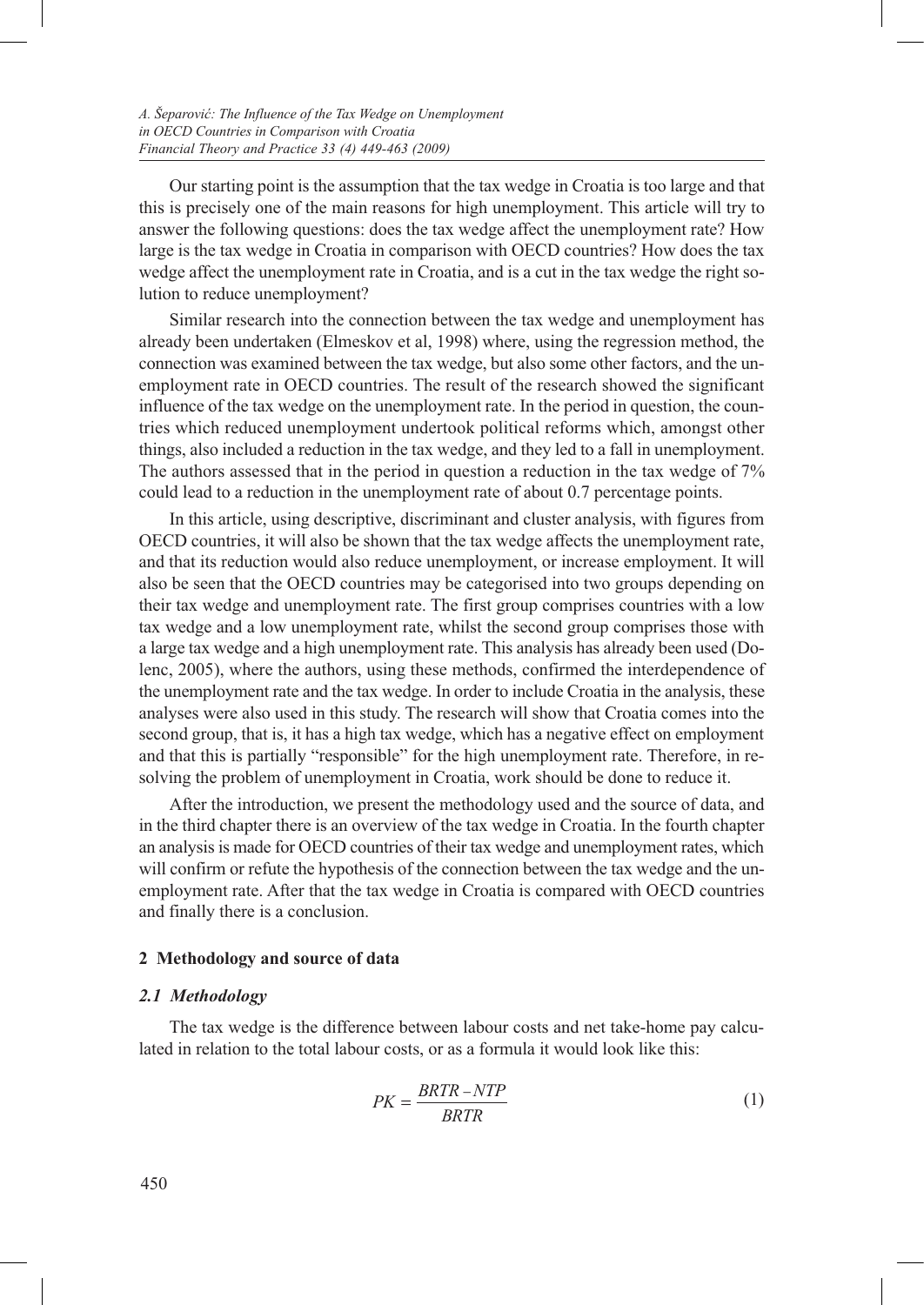Our starting point is the assumption that the tax wedge in Croatia is too large and that this is precisely one of the main reasons for high unemployment. This article will try to answer the following questions: does the tax wedge affect the unemployment rate? How large is the tax wedge in Croatia in comparison with OECD countries? How does the tax wedge affect the unemployment rate in Croatia, and is a cut in the tax wedge the right solution to reduce unemployment?

Similar research into the connection between the tax wedge and unemployment has already been undertaken (Elmeskov et al, 1998) where, using the regression method, the connection was examined between the tax wedge, but also some other factors, and the unemployment rate in OECD countries. The result of the research showed the significant influence of the tax wedge on the unemployment rate. In the period in question, the countries which reduced unemployment undertook political reforms which, amongst other things, also included a reduction in the tax wedge, and they led to a fall in unemployment. The authors assessed that in the period in question a reduction in the tax wedge of 7% could lead to a reduction in the unemployment rate of about 0.7 percentage points.

In this article, using descriptive, discriminant and cluster analysis, with figures from OECD countries, it will also be shown that the tax wedge affects the unemployment rate, and that its reduction would also reduce unemployment, or increase employment. It will also be seen that the OECD countries may be categorised into two groups depending on their tax wedge and unemployment rate. The first group comprises countries with a low tax wedge and a low unemployment rate, whilst the second group comprises those with a large tax wedge and a high unemployment rate. This analysis has already been used (Dolenc, 2005), where the authors, using these methods, confirmed the interdependence of the unemployment rate and the tax wedge. In order to include Croatia in the analysis, these analyses were also used in this study. The research will show that Croatia comes into the second group, that is, it has a high tax wedge, which has a negative effect on employment and that this is partially "responsible" for the high unemployment rate. Therefore, in resolving the problem of unemployment in Croatia, work should be done to reduce it.

After the introduction, we present the methodology used and the source of data, and in the third chapter there is an overview of the tax wedge in Croatia. In the fourth chapter an analysis is made for OECD countries of their tax wedge and unemployment rates, which will confirm or refute the hypothesis of the connection between the tax wedge and the unemployment rate. After that the tax wedge in Croatia is compared with OECD countries and finally there is a conclusion.

## 2 Methodology and source of data

### *2.1 Methodology*

The tax wedge is the difference between labour costs and net take-home pay calculated in relation to the total labour costs, or as a formula it would look like this:

$$PK = \frac{BRTR - NTP}{BRTR} \tag{1}$$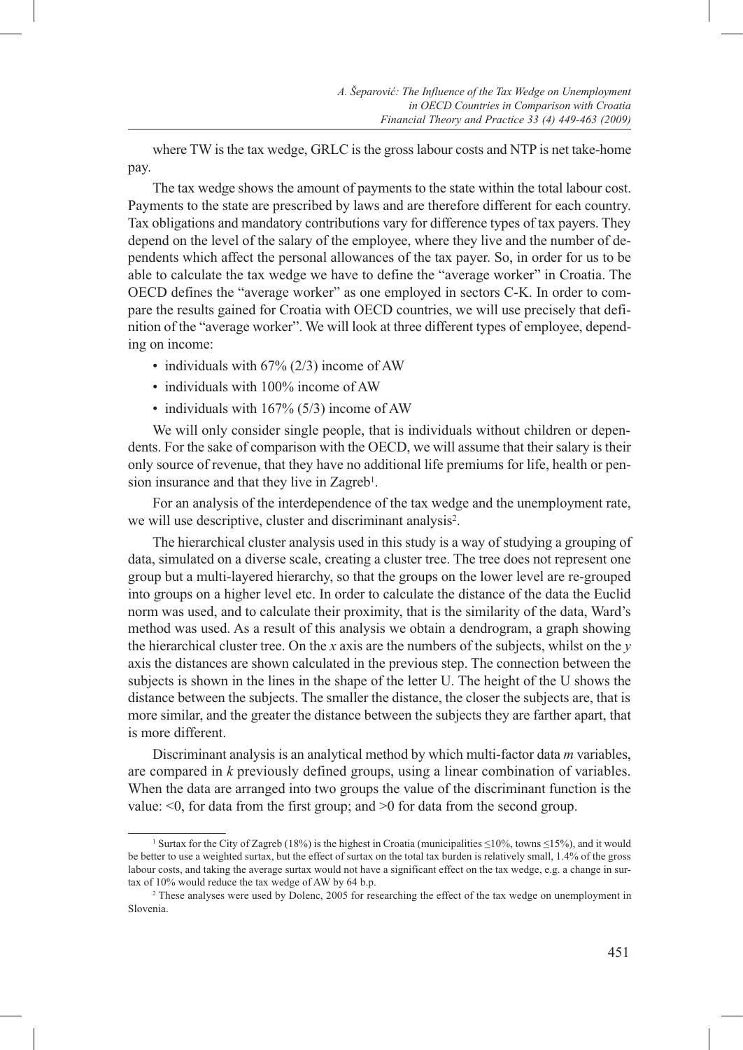where TW is the tax wedge, GRLC is the gross labour costs and NTP is net take-home pay.

The tax wedge shows the amount of payments to the state within the total labour cost. Payments to the state are prescribed by laws and are therefore different for each country. Tax obligations and mandatory contributions vary for difference types of tax payers. They depend on the level of the salary of the employee, where they live and the number of dependents which affect the personal allowances of the tax payer. So, in order for us to be able to calculate the tax wedge we have to define the "average worker" in Croatia. The OECD defines the "average worker" as one employed in sectors C-K. In order to compare the results gained for Croatia with OECD countries, we will use precisely that definition of the "average worker". We will look at three different types of employee, depending on income:

- individuals with 67% (2/3) income of AW
- individuals with 100% income of AW
- individuals with 167% (5/3) income of AW

We will only consider single people, that is individuals without children or dependents. For the sake of comparison with the OECD, we will assume that their salary is their only source of revenue, that they have no additional life premiums for life, health or pension insurance and that they live in Zagreb[1].

For an analysis of the interdependence of the tax wedge and the unemployment rate, we will use descriptive, cluster and discriminant analysis[2].

The hierarchical cluster analysis used in this study is a way of studying a grouping of data, simulated on a diverse scale, creating a cluster tree. The tree does not represent one group but a multi-layered hierarchy, so that the groups on the lower level are re-grouped into groups on a higher level etc. In order to calculate the distance of the data the Euclid norm was used, and to calculate their proximity, that is the similarity of the data, Ward's method was used. As a result of this analysis we obtain a dendrogram, a graph showing the hierarchical cluster tree. On the $x$ axis are the numbers of the subjects, whilst on the $y$ axis the distances are shown calculated in the previous step. The connection between the subjects is shown in the lines in the shape of the letter U. The height of the U shows the distance between the subjects. The smaller the distance, the closer the subjects are, that is more similar, and the greater the distance between the subjects they are farther apart, that is more different.

Discriminant analysis is an analytical method by which multi-factor data $m$ variables, are compared in $k$ previously defined groups, using a linear combination of variables. When the data are arranged into two groups the value of the discriminant function is the value: <0, for data from the first group; and >0 for data from the second group.

---

[1] Surtax for the City of Zagreb (18%) is the highest in Croatia (municipalities ≤10%, towns ≤15%), and it would be better to use a weighted surtax, but the effect of surtax on the total tax burden is relatively small, 1.4% of the gross labour costs, and taking the average surtax would not have a significant effect on the tax wedge, e.g. a change in surtax of 10% would reduce the tax wedge of AW by 64 b.p.

[2] These analyses were used by Dolenc, 2005 for researching the effect of the tax wedge on unemployment in Slovenia.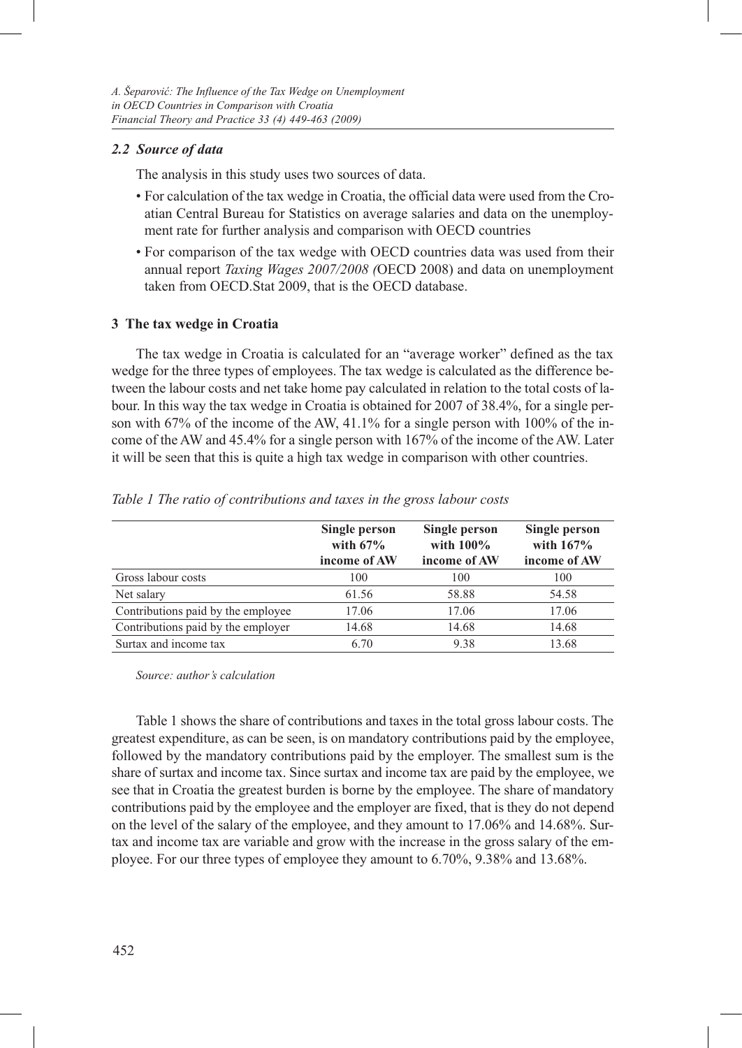### *2.2 Source of data*

The analysis in this study uses two sources of data.

- For calculation of the tax wedge in Croatia, the official data were used from the Croatian Central Bureau for Statistics on average salaries and data on the unemployment rate for further analysis and comparison with OECD countries
- For comparison of the tax wedge with OECD countries data was used from their annual report *Taxing Wages 2007/2008 (*OECD 2008) and data on unemployment taken from OECD.Stat 2009, that is the OECD database.

## 3 The tax wedge in Croatia

The tax wedge in Croatia is calculated for an "average worker" defined as the tax wedge for the three types of employees. The tax wedge is calculated as the difference between the labour costs and net take home pay calculated in relation to the total costs of labour. In this way the tax wedge in Croatia is obtained for 2007 of 38.4%, for a single person with 67% of the income of the AW, 41.1% for a single person with 100% of the income of the AW and 45.4% for a single person with 167% of the income of the AW. Later it will be seen that this is quite a high tax wedge in comparison with other countries.

*Table 1 The ratio of contributions and taxes in the gross labour costs*

| | Single person with 67% income of AW | Single person with 100% income of AW | Single person with 167% income of AW |
|---|---|---|---|
| Gross labour costs | 100 | 100 | 100 |
| Net salary | 61.56 | 58.88 | 54.58 |
| Contributions paid by the employee | 17.06 | 17.06 | 17.06 |
| Contributions paid by the employer | 14.68 | 14.68 | 14.68 |
| Surtax and income tax | 6.70 | 9.38 | 13.68 |

*Source: author's calculation*

Table 1 shows the share of contributions and taxes in the total gross labour costs. The greatest expenditure, as can be seen, is on mandatory contributions paid by the employee, followed by the mandatory contributions paid by the employer. The smallest sum is the share of surtax and income tax. Since surtax and income tax are paid by the employee, we see that in Croatia the greatest burden is borne by the employee. The share of mandatory contributions paid by the employee and the employer are fixed, that is they do not depend on the level of the salary of the employee, and they amount to 17.06% and 14.68%. Surtax and income tax are variable and grow with the increase in the gross salary of the employee. For our three types of employee they amount to 6.70%, 9.38% and 13.68%.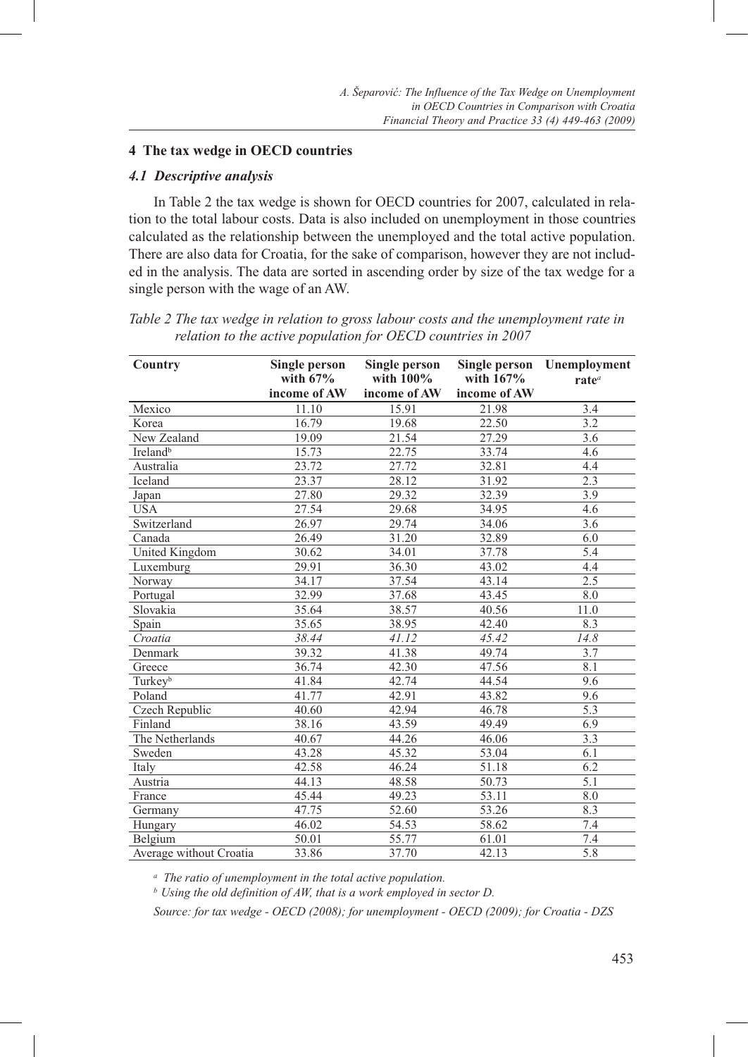## 4 The tax wedge in OECD countries

### *4.1 Descriptive analysis*

In Table 2 the tax wedge is shown for OECD countries for 2007, calculated in relation to the total labour costs. Data is also included on unemployment in those countries calculated as the relationship between the unemployed and the total active population. There are also data for Croatia, for the sake of comparison, however they are not included in the analysis. The data are sorted in ascending order by size of the tax wedge for a single person with the wage of an AW.

*Table 2 The tax wedge in relation to gross labour costs and the unemployment rate in relation to the active population for OECD countries in 2007*

| Country | Single person with 67% income of AW | Single person with 100% income of AW | Single person with 167% income of AW | Unemployment rate[a] |
|---|---|---|---|---|
| Mexico | 11.10 | 15.91 | 21.98 | 3.4 |
| Korea | 16.79 | 19.68 | 22.50 | 3.2 |
| New Zealand | 19.09 | 21.54 | 27.29 | 3.6 |
| Ireland[b] | 15.73 | 22.75 | 33.74 | 4.6 |
| Australia | 23.72 | 27.72 | 32.81 | 4.4 |
| Iceland | 23.37 | 28.12 | 31.92 | 2.3 |
| Japan | 27.80 | 29.32 | 32.39 | 3.9 |
| USA | 27.54 | 29.68 | 34.95 | 4.6 |
| Switzerland | 26.97 | 29.74 | 34.06 | 3.6 |
| Canada | 26.49 | 31.20 | 32.89 | 6.0 |
| United Kingdom | 30.62 | 34.01 | 37.78 | 5.4 |
| Luxemburg | 29.91 | 36.30 | 43.02 | 4.4 |
| Norway | 34.17 | 37.54 | 43.14 | 2.5 |
| Portugal | 32.99 | 37.68 | 43.45 | 8.0 |
| Slovakia | 35.64 | 38.57 | 40.56 | 11.0 |
| Spain | 35.65 | 38.95 | 42.40 | 8.3 |
| *Croatia* | *38.44* | *41.12* | *45.42* | *14.8* |
| Denmark | 39.32 | 41.38 | 49.74 | 3.7 |
| Greece | 36.74 | 42.30 | 47.56 | 8.1 |
| Turkey[b] | 41.84 | 42.74 | 44.54 | 9.6 |
| Poland | 41.77 | 42.91 | 43.82 | 9.6 |
| Czech Republic | 40.60 | 42.94 | 46.78 | 5.3 |
| Finland | 38.16 | 43.59 | 49.49 | 6.9 |
| The Netherlands | 40.67 | 44.26 | 46.06 | 3.3 |
| Sweden | 43.28 | 45.32 | 53.04 | 6.1 |
| Italy | 42.58 | 46.24 | 51.18 | 6.2 |
| Austria | 44.13 | 48.58 | 50.73 | 5.1 |
| France | 45.44 | 49.23 | 53.11 | 8.0 |
| Germany | 47.75 | 52.60 | 53.26 | 8.3 |
| Hungary | 46.02 | 54.53 | 58.62 | 7.4 |
| Belgium | 50.01 | 55.77 | 61.01 | 7.4 |
| Average without Croatia | 33.86 | 37.70 | 42.13 | 5.8 |

[a] *The ratio of unemployment in the total active population.*

[b] *Using the old definition of AW, that is a work employed in sector D.*

*Source: for tax wedge - OECD (2008); for unemployment - OECD (2009); for Croatia - DZS*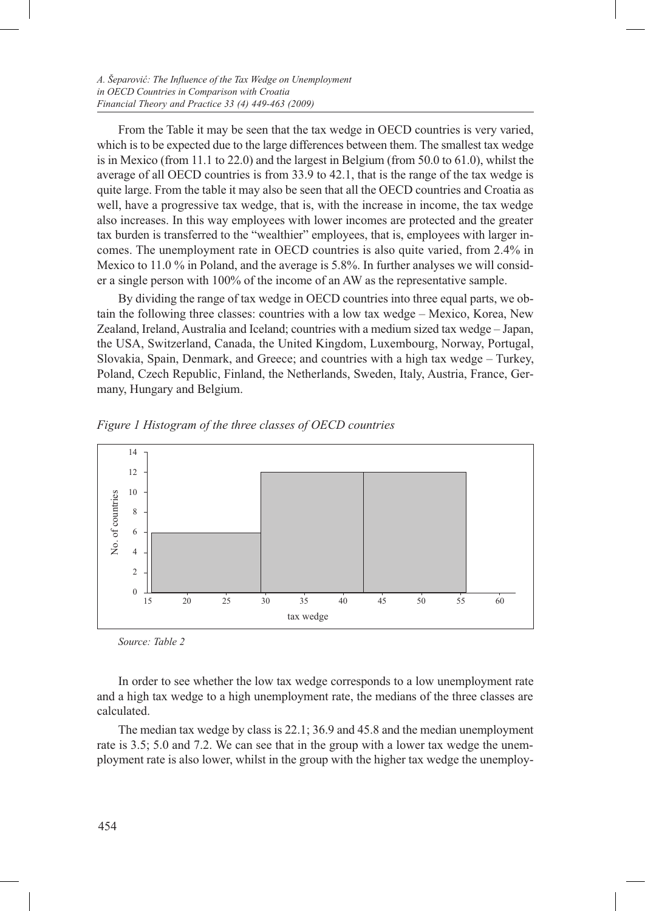From the Table it may be seen that the tax wedge in OECD countries is very varied, which is to be expected due to the large differences between them. The smallest tax wedge is in Mexico (from 11.1 to 22.0) and the largest in Belgium (from 50.0 to 61.0), whilst the average of all OECD countries is from 33.9 to 42.1, that is the range of the tax wedge is quite large. From the table it may also be seen that all the OECD countries and Croatia as well, have a progressive tax wedge, that is, with the increase in income, the tax wedge also increases. In this way employees with lower incomes are protected and the greater tax burden is transferred to the "wealthier" employees, that is, employees with larger incomes. The unemployment rate in OECD countries is also quite varied, from 2.4% in Mexico to 11.0 % in Poland, and the average is 5.8%. In further analyses we will consider a single person with 100% of the income of an AW as the representative sample.

By dividing the range of tax wedge in OECD countries into three equal parts, we obtain the following three classes: countries with a low tax wedge – Mexico, Korea, New Zealand, Ireland, Australia and Iceland; countries with a medium sized tax wedge – Japan, the USA, Switzerland, Canada, the United Kingdom, Luxembourg, Norway, Portugal, Slovakia, Spain, Denmark, and Greece; and countries with a high tax wedge – Turkey, Poland, Czech Republic, Finland, the Netherlands, Sweden, Italy, Austria, France, Germany, Hungary and Belgium.

*Figure 1 Histogram of the three classes of OECD countries*

*Source: Table 2*

In order to see whether the low tax wedge corresponds to a low unemployment rate and a high tax wedge to a high unemployment rate, the medians of the three classes are calculated.

The median tax wedge by class is 22.1; 36.9 and 45.8 and the median unemployment rate is 3.5; 5.0 and 7.2. We can see that in the group with a lower tax wedge the unemployment rate is also lower, whilst in the group with the higher tax wedge the unemploy-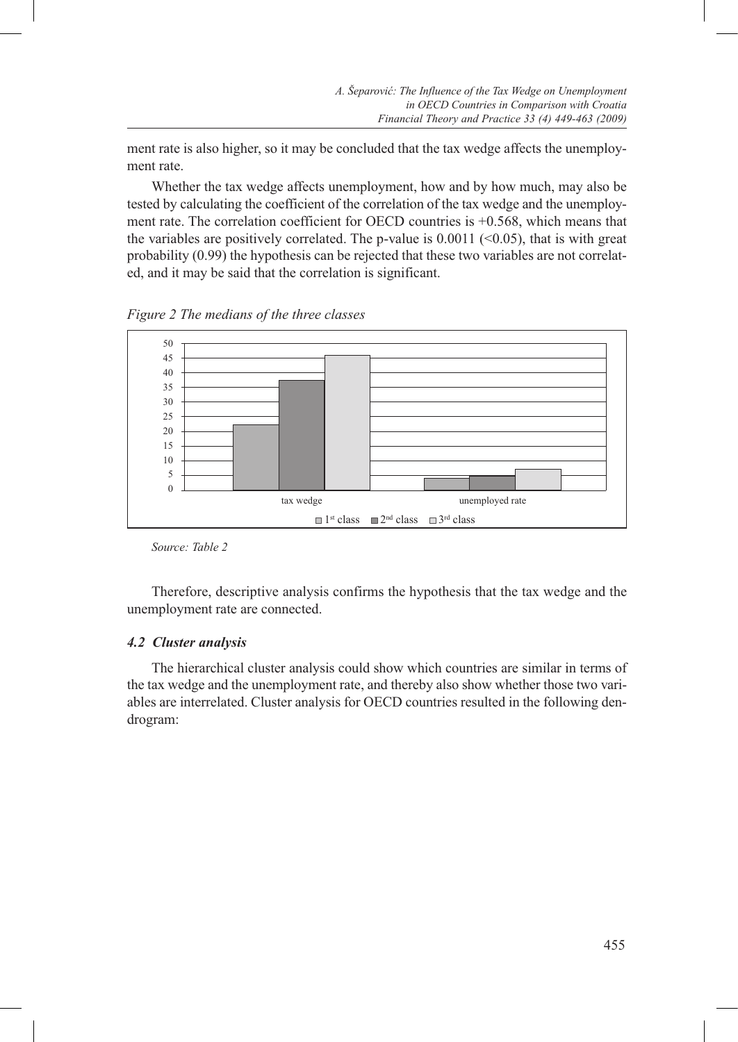ment rate is also higher, so it may be concluded that the tax wedge affects the unemployment rate.

Whether the tax wedge affects unemployment, how and by how much, may also be tested by calculating the coefficient of the correlation of the tax wedge and the unemployment rate. The correlation coefficient for OECD countries is +0.568, which means that the variables are positively correlated. The p-value is 0.0011 (<0.05), that is with great probability (0.99) the hypothesis can be rejected that these two variables are not correlated, and it may be said that the correlation is significant.

*Figure 2 The medians of the three classes*

*Source: Table 2*

Therefore, descriptive analysis confirms the hypothesis that the tax wedge and the unemployment rate are connected.

### *4.2 Cluster analysis*

The hierarchical cluster analysis could show which countries are similar in terms of the tax wedge and the unemployment rate, and thereby also show whether those two variables are interrelated. Cluster analysis for OECD countries resulted in the following dendrogram: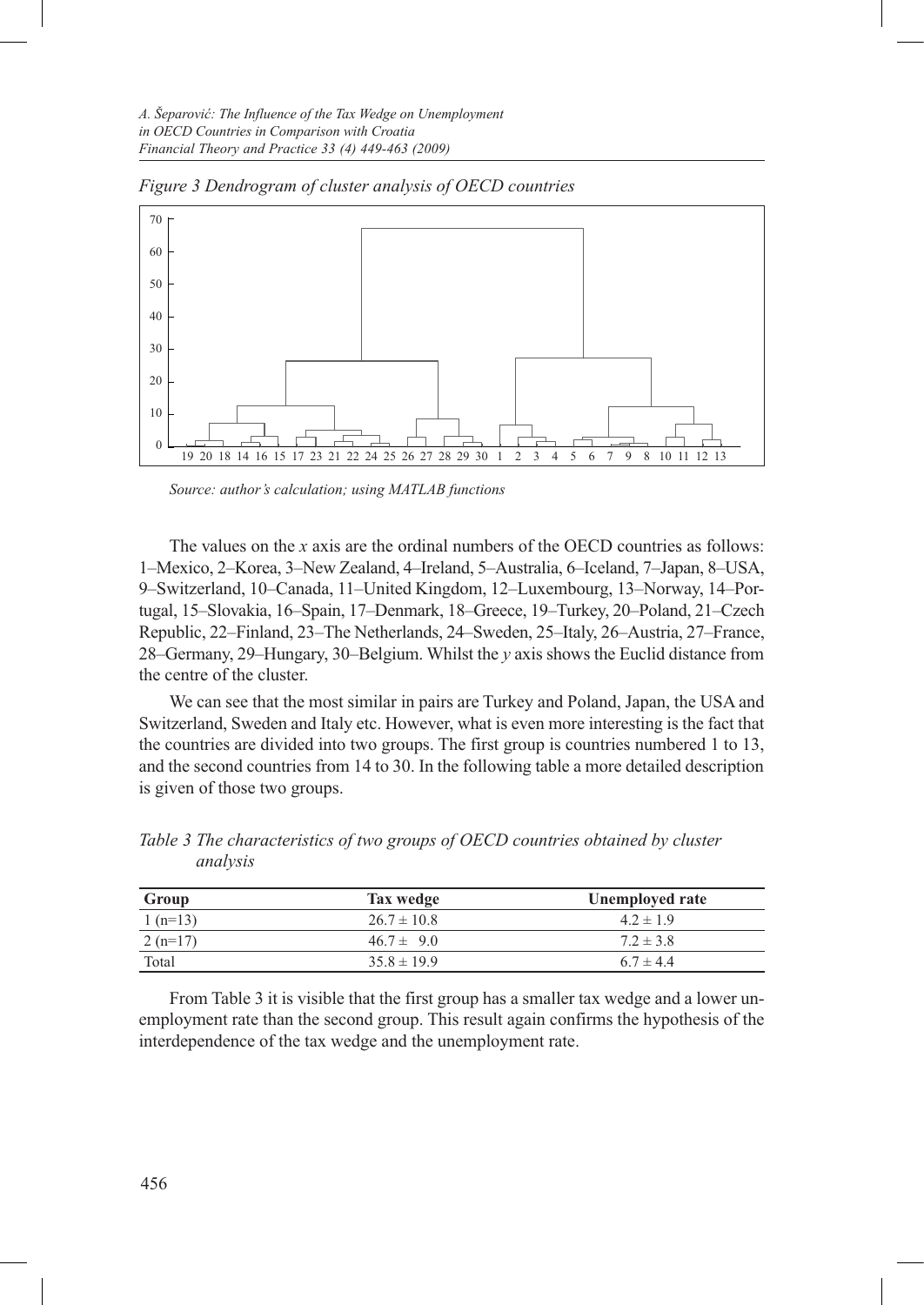*Figure 3 Dendrogram of cluster analysis of OECD countries*

*Source: author's calculation; using MATLAB functions*

The values on the *x* axis are the ordinal numbers of the OECD countries as follows: 1–Mexico, 2–Korea, 3–New Zealand, 4–Ireland, 5–Australia, 6–Iceland, 7–Japan, 8–USA, 9–Switzerland, 10–Canada, 11–United Kingdom, 12–Luxembourg, 13–Norway, 14–Portugal, 15–Slovakia, 16–Spain, 17–Denmark, 18–Greece, 19–Turkey, 20–Poland, 21–Czech Republic, 22–Finland, 23–The Netherlands, 24–Sweden, 25–Italy, 26–Austria, 27–France, 28–Germany, 29–Hungary, 30–Belgium. Whilst the *y* axis shows the Euclid distance from the centre of the cluster.

We can see that the most similar in pairs are Turkey and Poland, Japan, the USA and Switzerland, Sweden and Italy etc. However, what is even more interesting is the fact that the countries are divided into two groups. The first group is countries numbered 1 to 13, and the second countries from 14 to 30. In the following table a more detailed description is given of those two groups.

*Table 3 The characteristics of two groups of OECD countries obtained by cluster analysis*

| Group | Tax wedge | Unemployed rate |
|---|---|---|
| 1 (n=13) | 26.7 ± 10.8 | 4.2 ± 1.9 |
| 2 (n=17) | 46.7 ± 9.0 | 7.2 ± 3.8 |
| Total | 35.8 ± 19.9 | 6.7 ± 4.4 |

From Table 3 it is visible that the first group has a smaller tax wedge and a lower unemployment rate than the second group. This result again confirms the hypothesis of the interdependence of the tax wedge and the unemployment rate.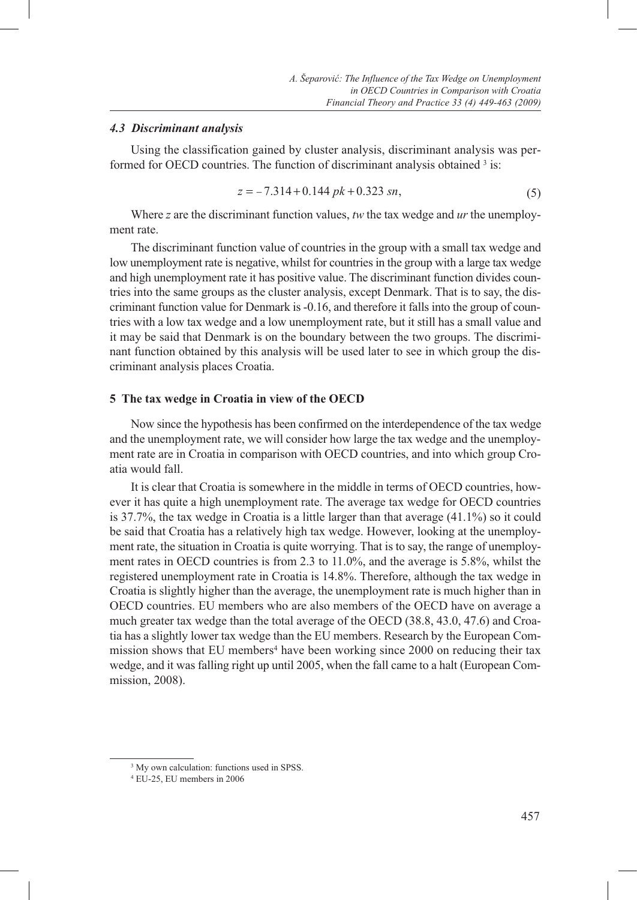### *4.3 Discriminant analysis*

Using the classification gained by cluster analysis, discriminant analysis was performed for OECD countries. The function of discriminant analysis obtained [3] is:

$$z = -7.314 + 0.144\ pk + 0.323\ sn, \tag{5}$$

Where *z* are the discriminant function values, *tw* the tax wedge and *ur* the unemployment rate.

The discriminant function value of countries in the group with a small tax wedge and low unemployment rate is negative, whilst for countries in the group with a large tax wedge and high unemployment rate it has positive value. The discriminant function divides countries into the same groups as the cluster analysis, except Denmark. That is to say, the discriminant function value for Denmark is -0.16, and therefore it falls into the group of countries with a low tax wedge and a low unemployment rate, but it still has a small value and it may be said that Denmark is on the boundary between the two groups. The discriminant function obtained by this analysis will be used later to see in which group the discriminant analysis places Croatia.

## 5 The tax wedge in Croatia in view of the OECD

Now since the hypothesis has been confirmed on the interdependence of the tax wedge and the unemployment rate, we will consider how large the tax wedge and the unemployment rate are in Croatia in comparison with OECD countries, and into which group Croatia would fall.

It is clear that Croatia is somewhere in the middle in terms of OECD countries, however it has quite a high unemployment rate. The average tax wedge for OECD countries is 37.7%, the tax wedge in Croatia is a little larger than that average (41.1%) so it could be said that Croatia has a relatively high tax wedge. However, looking at the unemployment rate, the situation in Croatia is quite worrying. That is to say, the range of unemployment rates in OECD countries is from 2.3 to 11.0%, and the average is 5.8%, whilst the registered unemployment rate in Croatia is 14.8%. Therefore, although the tax wedge in Croatia is slightly higher than the average, the unemployment rate is much higher than in OECD countries. EU members who are also members of the OECD have on average a much greater tax wedge than the total average of the OECD (38.8, 43.0, 47.6) and Croatia has a slightly lower tax wedge than the EU members. Research by the European Commission shows that EU members[4] have been working since 2000 on reducing their tax wedge, and it was falling right up until 2005, when the fall came to a halt (European Commission, 2008).

---

[3] My own calculation: functions used in SPSS.

[4] EU-25, EU members in 2006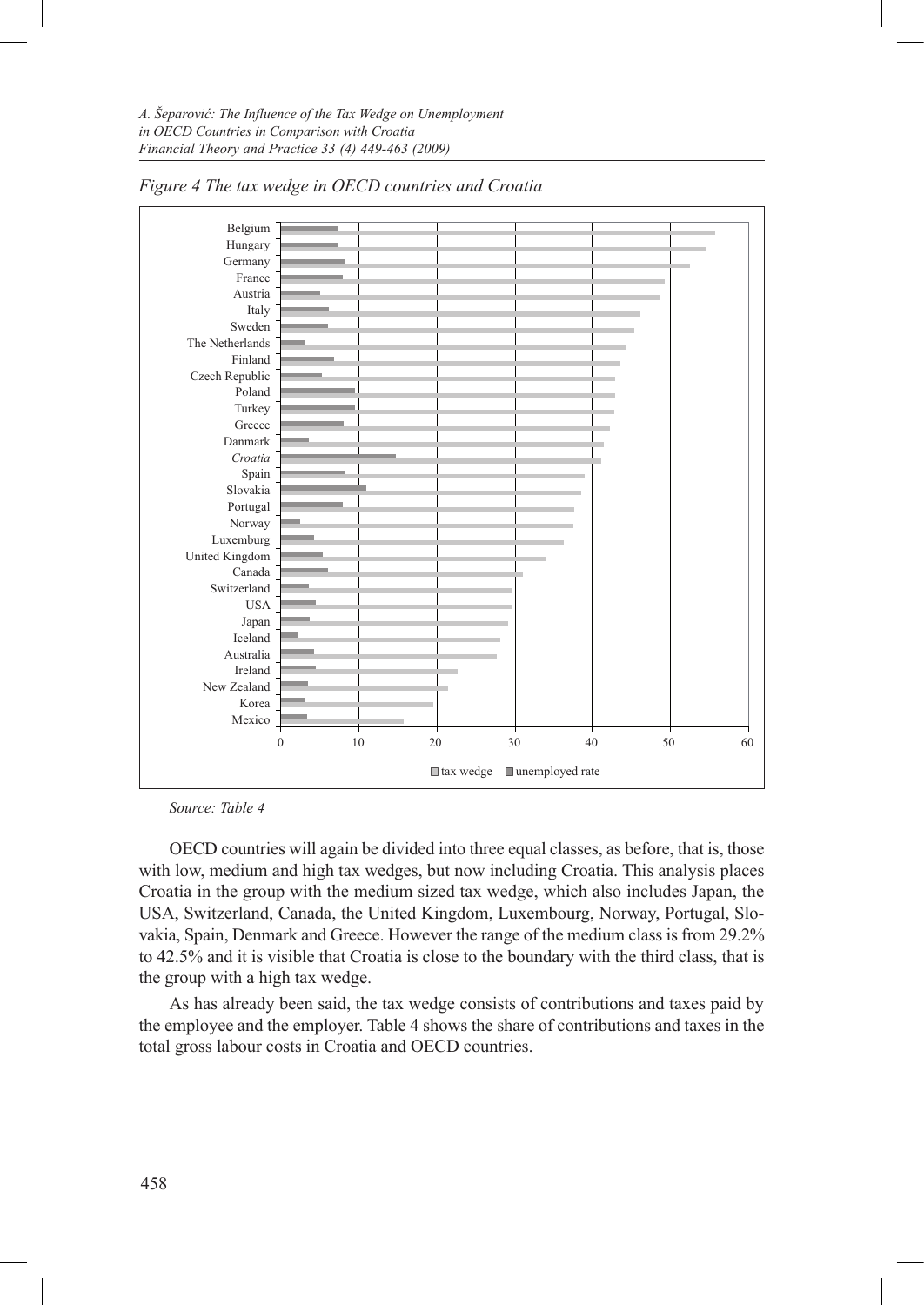*Figure 4 The tax wedge in OECD countries and Croatia*

*Source: Table 4*

OECD countries will again be divided into three equal classes, as before, that is, those with low, medium and high tax wedges, but now including Croatia. This analysis places Croatia in the group with the medium sized tax wedge, which also includes Japan, the USA, Switzerland, Canada, the United Kingdom, Luxembourg, Norway, Portugal, Slovakia, Spain, Denmark and Greece. However the range of the medium class is from 29.2% to 42.5% and it is visible that Croatia is close to the boundary with the third class, that is the group with a high tax wedge.

As has already been said, the tax wedge consists of contributions and taxes paid by the employee and the employer. Table 4 shows the share of contributions and taxes in the total gross labour costs in Croatia and OECD countries.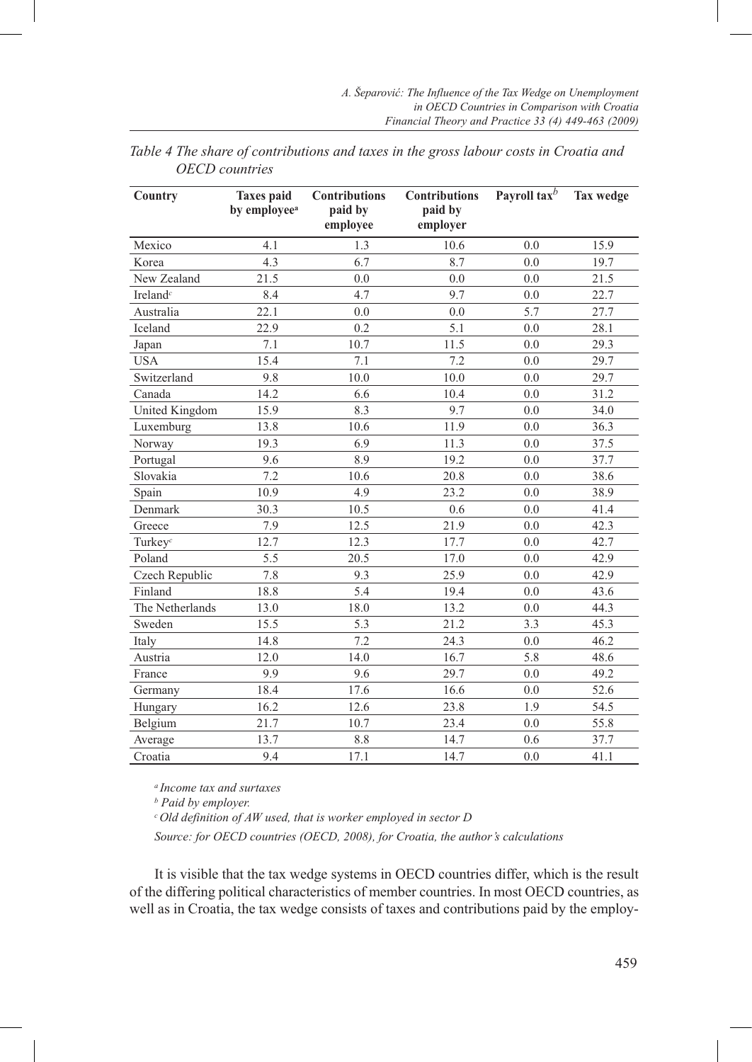*Table 4 The share of contributions and taxes in the gross labour costs in Croatia and OECD countries*

| Country | Taxes paid by employee[a] | Contributions paid by employee | Contributions paid by employer | Payroll tax[b] | Tax wedge |
|---|---|---|---|---|---|
| Mexico | 4.1 | 1.3 | 10.6 | 0.0 | 15.9 |
| Korea | 4.3 | 6.7 | 8.7 | 0.0 | 19.7 |
| New Zealand | 21.5 | 0.0 | 0.0 | 0.0 | 21.5 |
| Ireland[c] | 8.4 | 4.7 | 9.7 | 0.0 | 22.7 |
| Australia | 22.1 | 0.0 | 0.0 | 5.7 | 27.7 |
| Iceland | 22.9 | 0.2 | 5.1 | 0.0 | 28.1 |
| Japan | 7.1 | 10.7 | 11.5 | 0.0 | 29.3 |
| USA | 15.4 | 7.1 | 7.2 | 0.0 | 29.7 |
| Switzerland | 9.8 | 10.0 | 10.0 | 0.0 | 29.7 |
| Canada | 14.2 | 6.6 | 10.4 | 0.0 | 31.2 |
| United Kingdom | 15.9 | 8.3 | 9.7 | 0.0 | 34.0 |
| Luxemburg | 13.8 | 10.6 | 11.9 | 0.0 | 36.3 |
| Norway | 19.3 | 6.9 | 11.3 | 0.0 | 37.5 |
| Portugal | 9.6 | 8.9 | 19.2 | 0.0 | 37.7 |
| Slovakia | 7.2 | 10.6 | 20.8 | 0.0 | 38.6 |
| Spain | 10.9 | 4.9 | 23.2 | 0.0 | 38.9 |
| Denmark | 30.3 | 10.5 | 0.6 | 0.0 | 41.4 |
| Greece | 7.9 | 12.5 | 21.9 | 0.0 | 42.3 |
| Turkey[c] | 12.7 | 12.3 | 17.7 | 0.0 | 42.7 |
| Poland | 5.5 | 20.5 | 17.0 | 0.0 | 42.9 |
| Czech Republic | 7.8 | 9.3 | 25.9 | 0.0 | 42.9 |
| Finland | 18.8 | 5.4 | 19.4 | 0.0 | 43.6 |
| The Netherlands | 13.0 | 18.0 | 13.2 | 0.0 | 44.3 |
| Sweden | 15.5 | 5.3 | 21.2 | 3.3 | 45.3 |
| Italy | 14.8 | 7.2 | 24.3 | 0.0 | 46.2 |
| Austria | 12.0 | 14.0 | 16.7 | 5.8 | 48.6 |
| France | 9.9 | 9.6 | 29.7 | 0.0 | 49.2 |
| Germany | 18.4 | 17.6 | 16.6 | 0.0 | 52.6 |
| Hungary | 16.2 | 12.6 | 23.8 | 1.9 | 54.5 |
| Belgium | 21.7 | 10.7 | 23.4 | 0.0 | 55.8 |
| Average | 13.7 | 8.8 | 14.7 | 0.6 | 37.7 |
| Croatia | 9.4 | 17.1 | 14.7 | 0.0 | 41.1 |

[a] *Income tax and surtaxes*

[b] *Paid by employer.*

[c] *Old definition of AW used, that is worker employed in sector D*

*Source: for OECD countries (OECD, 2008), for Croatia, the author's calculations*

It is visible that the tax wedge systems in OECD countries differ, which is the result of the differing political characteristics of member countries. In most OECD countries, as well as in Croatia, the tax wedge consists of taxes and contributions paid by the employ-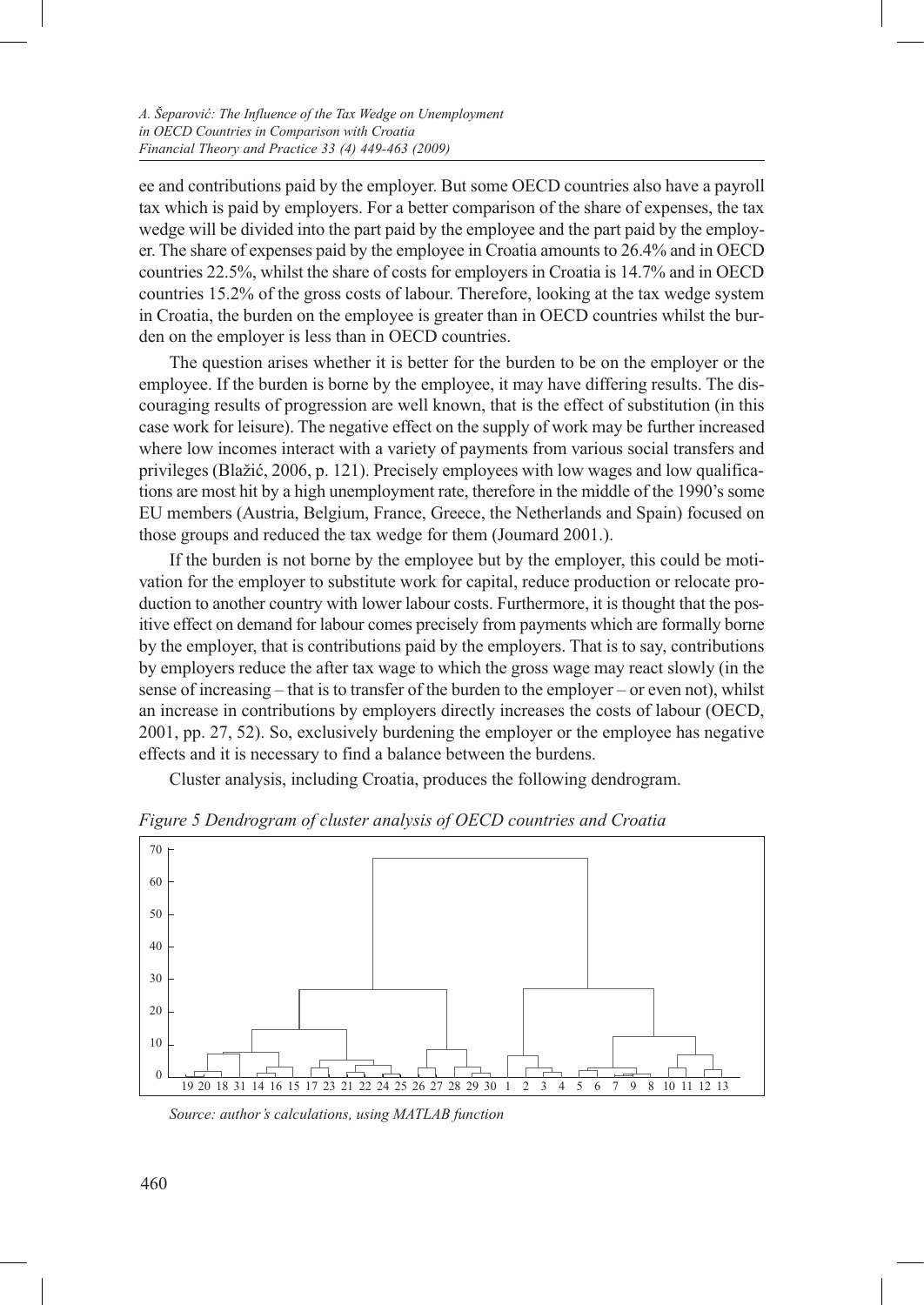ee and contributions paid by the employer. But some OECD countries also have a payroll tax which is paid by employers. For a better comparison of the share of expenses, the tax wedge will be divided into the part paid by the employee and the part paid by the employer. The share of expenses paid by the employee in Croatia amounts to 26.4% and in OECD countries 22.5%, whilst the share of costs for employers in Croatia is 14.7% and in OECD countries 15.2% of the gross costs of labour. Therefore, looking at the tax wedge system in Croatia, the burden on the employee is greater than in OECD countries whilst the burden on the employer is less than in OECD countries.

The question arises whether it is better for the burden to be on the employer or the employee. If the burden is borne by the employee, it may have differing results. The discouraging results of progression are well known, that is the effect of substitution (in this case work for leisure). The negative effect on the supply of work may be further increased where low incomes interact with a variety of payments from various social transfers and privileges (Blažić, 2006, p. 121). Precisely employees with low wages and low qualifications are most hit by a high unemployment rate, therefore in the middle of the 1990's some EU members (Austria, Belgium, France, Greece, the Netherlands and Spain) focused on those groups and reduced the tax wedge for them (Joumard 2001.).

If the burden is not borne by the employee but by the employer, this could be motivation for the employer to substitute work for capital, reduce production or relocate production to another country with lower labour costs. Furthermore, it is thought that the positive effect on demand for labour comes precisely from payments which are formally borne by the employer, that is contributions paid by the employers. That is to say, contributions by employers reduce the after tax wage to which the gross wage may react slowly (in the sense of increasing – that is to transfer of the burden to the employer – or even not), whilst an increase in contributions by employers directly increases the costs of labour (OECD, 2001, pp. 27, 52). So, exclusively burdening the employer or the employee has negative effects and it is necessary to find a balance between the burdens.

Cluster analysis, including Croatia, produces the following dendrogram.

*Figure 5 Dendrogram of cluster analysis of OECD countries and Croatia*

*Source: author's calculations, using MATLAB function*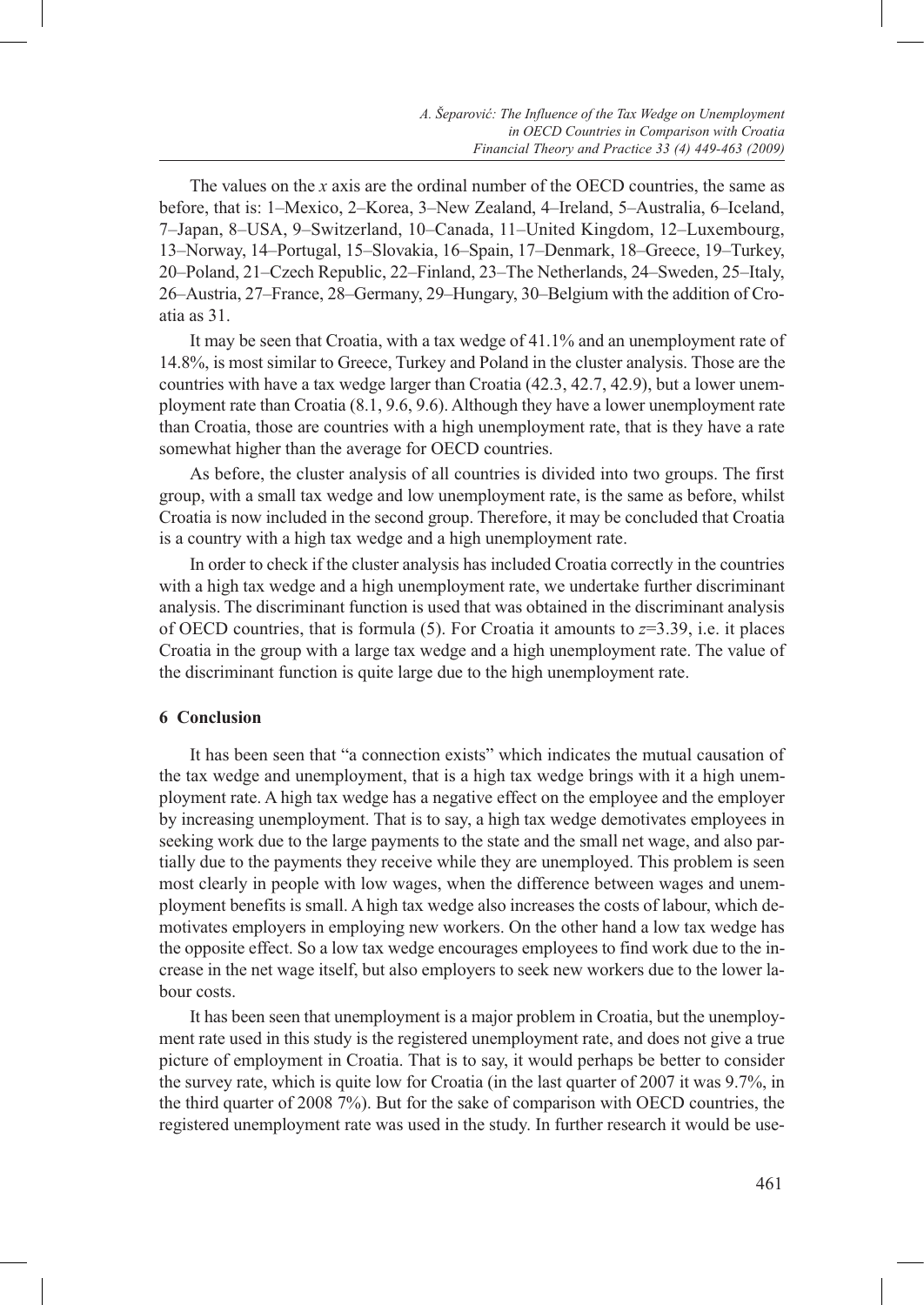The values on the *x* axis are the ordinal number of the OECD countries, the same as before, that is: 1–Mexico, 2–Korea, 3–New Zealand, 4–Ireland, 5–Australia, 6–Iceland, 7–Japan, 8–USA, 9–Switzerland, 10–Canada, 11–United Kingdom, 12–Luxembourg, 13–Norway, 14–Portugal, 15–Slovakia, 16–Spain, 17–Denmark, 18–Greece, 19–Turkey, 20–Poland, 21–Czech Republic, 22–Finland, 23–The Netherlands, 24–Sweden, 25–Italy, 26–Austria, 27–France, 28–Germany, 29–Hungary, 30–Belgium with the addition of Croatia as 31.

It may be seen that Croatia, with a tax wedge of 41.1% and an unemployment rate of 14.8%, is most similar to Greece, Turkey and Poland in the cluster analysis. Those are the countries with have a tax wedge larger than Croatia (42.3, 42.7, 42.9), but a lower unemployment rate than Croatia (8.1, 9.6, 9.6). Although they have a lower unemployment rate than Croatia, those are countries with a high unemployment rate, that is they have a rate somewhat higher than the average for OECD countries.

As before, the cluster analysis of all countries is divided into two groups. The first group, with a small tax wedge and low unemployment rate, is the same as before, whilst Croatia is now included in the second group. Therefore, it may be concluded that Croatia is a country with a high tax wedge and a high unemployment rate.

In order to check if the cluster analysis has included Croatia correctly in the countries with a high tax wedge and a high unemployment rate, we undertake further discriminant analysis. The discriminant function is used that was obtained in the discriminant analysis of OECD countries, that is formula (5). For Croatia it amounts to $z$=3.39, i.e. it places Croatia in the group with a large tax wedge and a high unemployment rate. The value of the discriminant function is quite large due to the high unemployment rate.

## 6 Conclusion

It has been seen that "a connection exists" which indicates the mutual causation of the tax wedge and unemployment, that is a high tax wedge brings with it a high unemployment rate. A high tax wedge has a negative effect on the employee and the employer by increasing unemployment. That is to say, a high tax wedge demotivates employees in seeking work due to the large payments to the state and the small net wage, and also partially due to the payments they receive while they are unemployed. This problem is seen most clearly in people with low wages, when the difference between wages and unemployment benefits is small. A high tax wedge also increases the costs of labour, which demotivates employers in employing new workers. On the other hand a low tax wedge has the opposite effect. So a low tax wedge encourages employees to find work due to the increase in the net wage itself, but also employers to seek new workers due to the lower labour costs.

It has been seen that unemployment is a major problem in Croatia, but the unemployment rate used in this study is the registered unemployment rate, and does not give a true picture of employment in Croatia. That is to say, it would perhaps be better to consider the survey rate, which is quite low for Croatia (in the last quarter of 2007 it was 9.7%, in the third quarter of 2008 7%). But for the sake of comparison with OECD countries, the registered unemployment rate was used in the study. In further research it would be use-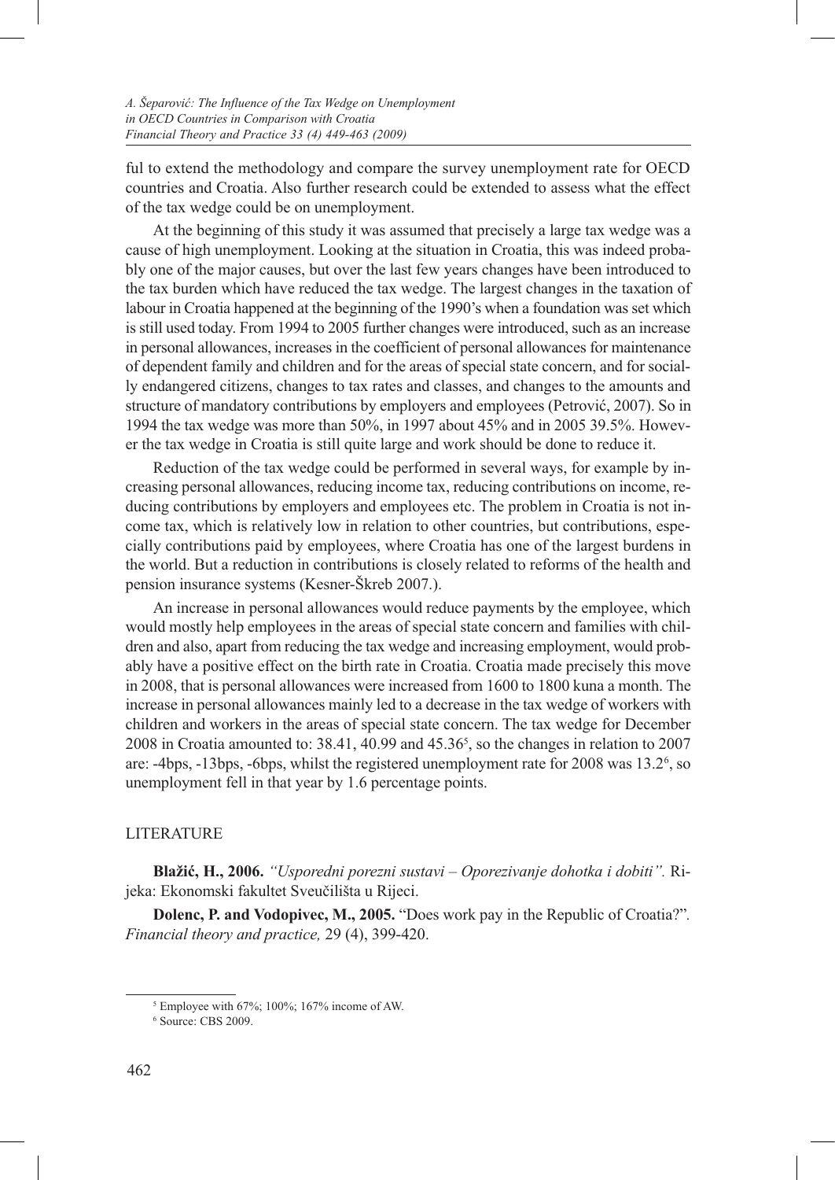ful to extend the methodology and compare the survey unemployment rate for OECD countries and Croatia. Also further research could be extended to assess what the effect of the tax wedge could be on unemployment.

At the beginning of this study it was assumed that precisely a large tax wedge was a cause of high unemployment. Looking at the situation in Croatia, this was indeed probably one of the major causes, but over the last few years changes have been introduced to the tax burden which have reduced the tax wedge. The largest changes in the taxation of labour in Croatia happened at the beginning of the 1990's when a foundation was set which is still used today. From 1994 to 2005 further changes were introduced, such as an increase in personal allowances, increases in the coefficient of personal allowances for maintenance of dependent family and children and for the areas of special state concern, and for socially endangered citizens, changes to tax rates and classes, and changes to the amounts and structure of mandatory contributions by employers and employees (Petrović, 2007). So in 1994 the tax wedge was more than 50%, in 1997 about 45% and in 2005 39.5%. However the tax wedge in Croatia is still quite large and work should be done to reduce it.

Reduction of the tax wedge could be performed in several ways, for example by increasing personal allowances, reducing income tax, reducing contributions on income, reducing contributions by employers and employees etc. The problem in Croatia is not income tax, which is relatively low in relation to other countries, but contributions, especially contributions paid by employees, where Croatia has one of the largest burdens in the world. But a reduction in contributions is closely related to reforms of the health and pension insurance systems (Kesner-Škreb 2007.).

An increase in personal allowances would reduce payments by the employee, which would mostly help employees in the areas of special state concern and families with children and also, apart from reducing the tax wedge and increasing employment, would probably have a positive effect on the birth rate in Croatia. Croatia made precisely this move in 2008, that is personal allowances were increased from 1600 to 1800 kuna a month. The increase in personal allowances mainly led to a decrease in the tax wedge of workers with children and workers in the areas of special state concern. The tax wedge for December 2008 in Croatia amounted to: 38.41, 40.99 and 45.36[5], so the changes in relation to 2007 are: -4bps, -13bps, -6bps, whilst the registered unemployment rate for 2008 was 13.2[6], so unemployment fell in that year by 1.6 percentage points.

## LITERATURE

**Blažić, H., 2006.** *"Usporedni porezni sustavi – Oporezivanje dohotka i dobiti".* Rijeka: Ekonomski fakultet Sveučilišta u Rijeci.

**Dolenc, P. and Vodopivec, M., 2005.** "Does work pay in the Republic of Croatia?"*. Financial theory and practice,* 29 (4), 399-420.

---

[5] Employee with 67%; 100%; 167% income of AW.

[6] Source: CBS 2009.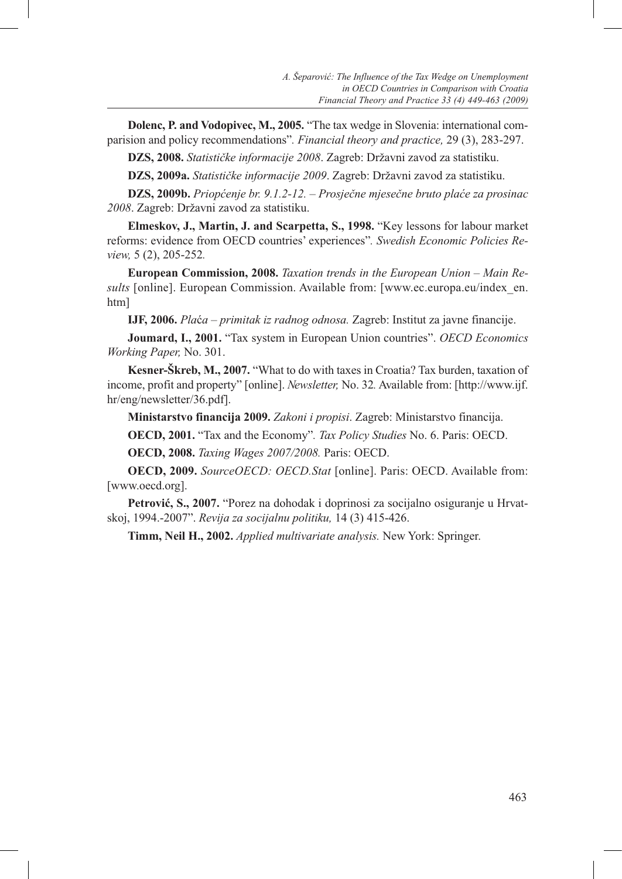**Dolenc, P. and Vodopivec, M., 2005.** "The tax wedge in Slovenia: international comparision and policy recommendations"*. Financial theory and practice,* 29 (3), 283-297.

**DZS, 2008.** *Statističke informacije 2008*. Zagreb: Državni zavod za statistiku.

**DZS, 2009a.** *Statističke informacije 2009*. Zagreb: Državni zavod za statistiku.

**DZS, 2009b.** *Priopćenje br. 9.1.2-12. – Prosječne mjesečne bruto plaće za prosinac 2008*. Zagreb: Državni zavod za statistiku.

**Elmeskov, J., Martin, J. and Scarpetta, S., 1998.** "Key lessons for labour market reforms: evidence from OECD countries' experiences"*. Swedish Economic Policies Review,* 5 (2), 205-252*.*

**European Commission, 2008.** *Taxation trends in the European Union – Main Results* [online]. European Commission. Available from: [www.ec.europa.eu/index_en.htm]

**IJF, 2006.** *Plaća – primitak iz radnog odnosa.* Zagreb: Institut za javne financije.

**Joumard, I., 2001.** "Tax system in European Union countries". *OECD Economics Working Paper,* No. 301.

**Kesner-Škreb, M., 2007.** "What to do with taxes in Croatia? Tax burden, taxation of income, profit and property" [online]. *Newsletter,* No. 32*.* Available from: [http://www.ijf.hr/eng/newsletter/36.pdf].

**Ministarstvo financija 2009.** *Zakoni i propisi*. Zagreb: Ministarstvo financija.

**OECD, 2001.** "Tax and the Economy"*. Tax Policy Studies* No. 6. Paris: OECD.

**OECD, 2008.** *Taxing Wages 2007/2008.* Paris: OECD.

**OECD, 2009.** *SourceOECD: OECD.Stat* [online]. Paris: OECD. Available from: [www.oecd.org].

**Petrović, S., 2007.** "Porez na dohodak i doprinosi za socijalno osiguranje u Hrvatskoj, 1994.-2007". *Revija za socijalnu politiku,* 14 (3) 415-426.

**Timm, Neil H., 2002.** *Applied multivariate analysis.* New York: Springer.